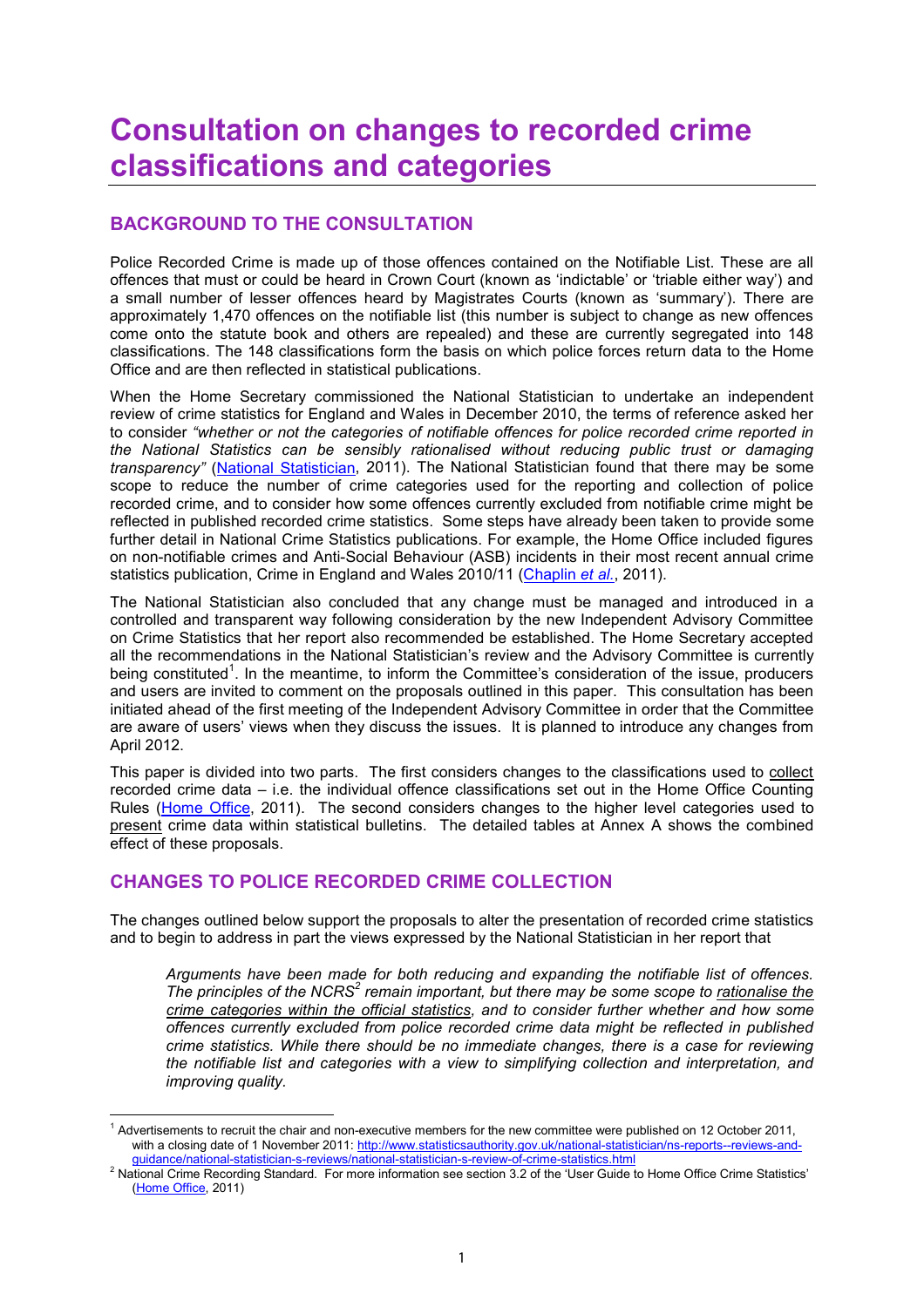# Consultation on changes to recorded crime classifications and categories

## BACKGROUND TO THE CONSULTATION

Police Recorded Crime is made up of those offences contained on the Notifiable List. These are all offences that must or could be heard in Crown Court (known as 'indictable' or 'triable either way') and a small number of lesser offences heard by Magistrates Courts (known as 'summary'). There are approximately 1,470 offences on the notifiable list (this number is subject to change as new offences come onto the statute book and others are repealed) and these are currently segregated into 148 classifications. The 148 classifications form the basis on which police forces return data to the Home Office and are then reflected in statistical publications.

When the Home Secretary commissioned the National Statistician to undertake an independent review of crime statistics for England and Wales in December 2010, the terms of reference asked her to consider *"whether or not the categories of notifiable offences for police recorded crime reported in the National Statistics can be sensibly rationalised without reducing public trust or damaging transparency"* (National Statistician, 2011). The National Statistician found that there may be some scope to reduce the number of crime categories used for the reporting and collection of police recorded crime, and to consider how some offences currently excluded from notifiable crime might be reflected in published recorded crime statistics. Some steps have already been taken to provide some further detail in National Crime Statistics publications. For example, the Home Office included figures on non-notifiable crimes and Anti-Social Behaviour (ASB) incidents in their most recent annual crime statistics publication, Crime in England and Wales 2010/11 (Chaplin *et al.*, 2011).

The National Statistician also concluded that any change must be managed and introduced in a controlled and transparent way following consideration by the new Independent Advisory Committee on Crime Statistics that her report also recommended be established. The Home Secretary accepted all the recommendations in the National Statistician's review and the Advisory Committee is currently being constituted[1]. In the meantime, to inform the Committee's consideration of the issue, producers and users are invited to comment on the proposals outlined in this paper. This consultation has been initiated ahead of the first meeting of the Independent Advisory Committee in order that the Committee are aware of users' views when they discuss the issues. It is planned to introduce any changes from April 2012.

This paper is divided into two parts. The first considers changes to the classifications used to collect recorded crime data – i.e. the individual offence classifications set out in the Home Office Counting Rules (Home Office, 2011). The second considers changes to the higher level categories used to present crime data within statistical bulletins. The detailed tables at Annex A shows the combined effect of these proposals.

## CHANGES TO POLICE RECORDED CRIME COLLECTION

The changes outlined below support the proposals to alter the presentation of recorded crime statistics and to begin to address in part the views expressed by the National Statistician in her report that

> *Arguments have been made for both reducing and expanding the notifiable list of offences. The principles of the NCRS[2] remain important, but there may be some scope to rationalise the crime categories within the official statistics, and to consider further whether and how some offences currently excluded from police recorded crime data might be reflected in published crime statistics. While there should be no immediate changes, there is a case for reviewing the notifiable list and categories with a view to simplifying collection and interpretation, and improving quality.*

---

[1] Advertisements to recruit the chair and non-executive members for the new committee were published on 12 October 2011, with a closing date of 1 November 2011: http://www.statisticsauthority.gov.uk/national-statistician/ns-reports--reviews-and-guidance/national-statistician-s-reviews/national-statistician-s-review-of-crime-statistics.html

[2] National Crime Recording Standard. For more information see section 3.2 of the 'User Guide to Home Office Crime Statistics' (Home Office, 2011)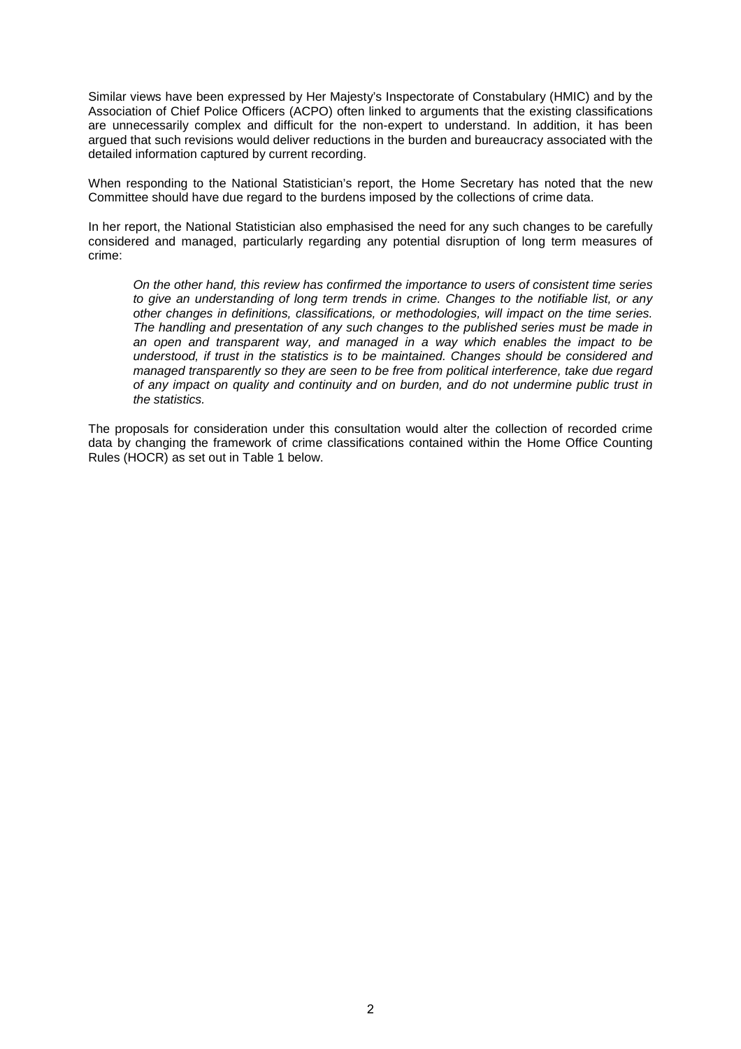Similar views have been expressed by Her Majesty's Inspectorate of Constabulary (HMIC) and by the Association of Chief Police Officers (ACPO) often linked to arguments that the existing classifications are unnecessarily complex and difficult for the non-expert to understand. In addition, it has been argued that such revisions would deliver reductions in the burden and bureaucracy associated with the detailed information captured by current recording.

When responding to the National Statistician's report, the Home Secretary has noted that the new Committee should have due regard to the burdens imposed by the collections of crime data.

In her report, the National Statistician also emphasised the need for any such changes to be carefully considered and managed, particularly regarding any potential disruption of long term measures of crime:

> *On the other hand, this review has confirmed the importance to users of consistent time series to give an understanding of long term trends in crime. Changes to the notifiable list, or any other changes in definitions, classifications, or methodologies, will impact on the time series. The handling and presentation of any such changes to the published series must be made in an open and transparent way, and managed in a way which enables the impact to be understood, if trust in the statistics is to be maintained. Changes should be considered and managed transparently so they are seen to be free from political interference, take due regard of any impact on quality and continuity and on burden, and do not undermine public trust in the statistics.*

The proposals for consideration under this consultation would alter the collection of recorded crime data by changing the framework of crime classifications contained within the Home Office Counting Rules (HOCR) as set out in Table 1 below.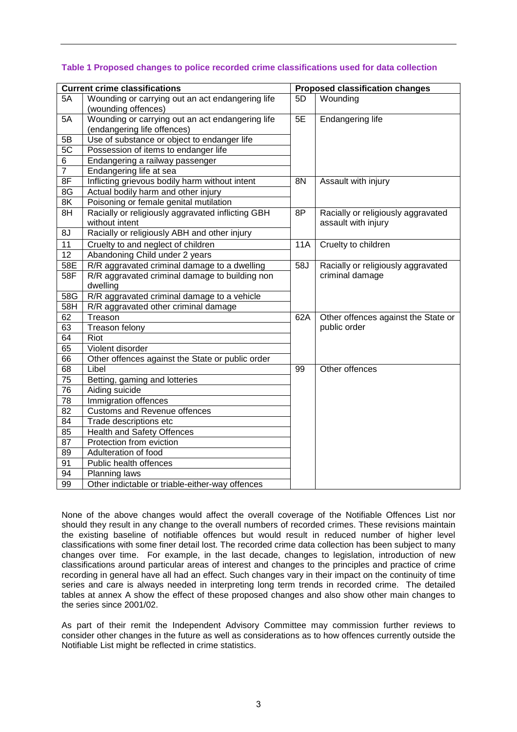### Table 1 Proposed changes to police recorded crime classifications used for data collection

| Current crime classifications | | Proposed classification changes | |
|---|---|---|---|
| 5A | Wounding or carrying out an act endangering life (wounding offences) | 5D | Wounding |
| 5A | Wounding or carrying out an act endangering life (endangering life offences) | 5E | Endangering life |
| 5B | Use of substance or object to endanger life | | |
| 5C | Possession of items to endanger life | | |
| 6 | Endangering a railway passenger | | |
| 7 | Endangering life at sea | | |
| 8F | Inflicting grievous bodily harm without intent | 8N | Assault with injury |
| 8G | Actual bodily harm and other injury | | |
| 8K | Poisoning or female genital mutilation | | |
| 8H | Racially or religiously aggravated inflicting GBH without intent | 8P | Racially or religiously aggravated assault with injury |
| 8J | Racially or religiously ABH and other injury | | |
| 11 | Cruelty to and neglect of children | 11A | Cruelty to children |
| 12 | Abandoning Child under 2 years | | |
| 58E | R/R aggravated criminal damage to a dwelling | 58J | Racially or religiously aggravated criminal damage |
| 58F | R/R aggravated criminal damage to building non dwelling | | |
| 58G | R/R aggravated criminal damage to a vehicle | | |
| 58H | R/R aggravated other criminal damage | | |
| 62 | Treason | 62A | Other offences against the State or public order |
| 63 | Treason felony | | |
| 64 | Riot | | |
| 65 | Violent disorder | | |
| 66 | Other offences against the State or public order | | |
| 68 | Libel | 99 | Other offences |
| 75 | Betting, gaming and lotteries | | |
| 76 | Aiding suicide | | |
| 78 | Immigration offences | | |
| 82 | Customs and Revenue offences | | |
| 84 | Trade descriptions etc | | |
| 85 | Health and Safety Offences | | |
| 87 | Protection from eviction | | |
| 89 | Adulteration of food | | |
| 91 | Public health offences | | |
| 94 | Planning laws | | |
| 99 | Other indictable or triable-either-way offences | | |

None of the above changes would affect the overall coverage of the Notifiable Offences List nor should they result in any change to the overall numbers of recorded crimes. These revisions maintain the existing baseline of notifiable offences but would result in reduced number of higher level classifications with some finer detail lost. The recorded crime data collection has been subject to many changes over time. For example, in the last decade, changes to legislation, introduction of new classifications around particular areas of interest and changes to the principles and practice of crime recording in general have all had an effect. Such changes vary in their impact on the continuity of time series and care is always needed in interpreting long term trends in recorded crime. The detailed tables at annex A show the effect of these proposed changes and also show other main changes to the series since 2001/02.

As part of their remit the Independent Advisory Committee may commission further reviews to consider other changes in the future as well as considerations as to how offences currently outside the Notifiable List might be reflected in crime statistics.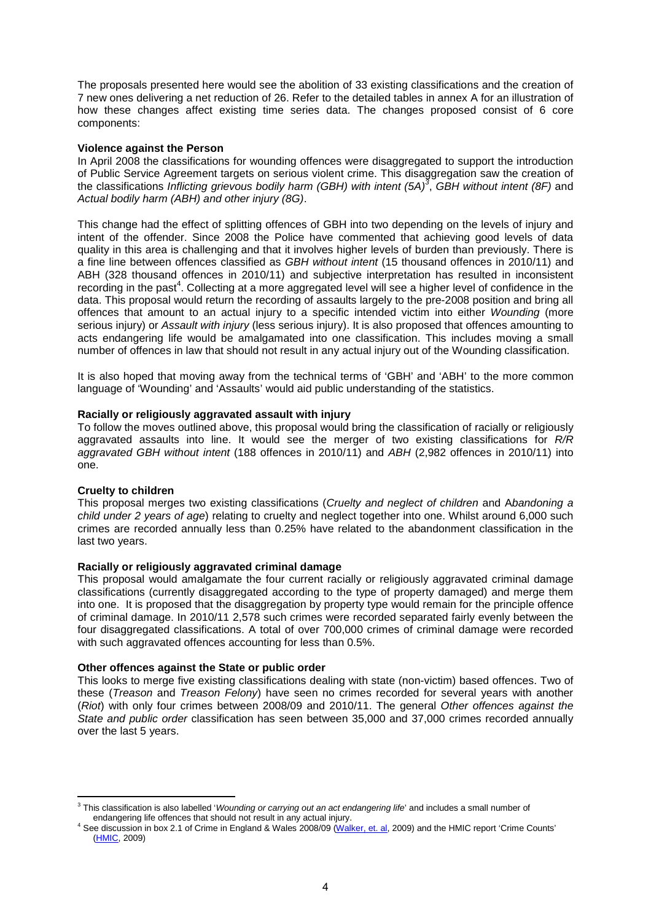The proposals presented here would see the abolition of 33 existing classifications and the creation of 7 new ones delivering a net reduction of 26. Refer to the detailed tables in annex A for an illustration of how these changes affect existing time series data. The changes proposed consist of 6 core components:

**Violence against the Person**

In April 2008 the classifications for wounding offences were disaggregated to support the introduction of Public Service Agreement targets on serious violent crime. This disaggregation saw the creation of the classifications *Inflicting grievous bodily harm (GBH) with intent (5A)*[3], *GBH without intent (8F)* and *Actual bodily harm (ABH) and other injury (8G)*.

This change had the effect of splitting offences of GBH into two depending on the levels of injury and intent of the offender. Since 2008 the Police have commented that achieving good levels of data quality in this area is challenging and that it involves higher levels of burden than previously. There is a fine line between offences classified as *GBH without intent* (15 thousand offences in 2010/11) and ABH (328 thousand offences in 2010/11) and subjective interpretation has resulted in inconsistent recording in the past[4]. Collecting at a more aggregated level will see a higher level of confidence in the data. This proposal would return the recording of assaults largely to the pre-2008 position and bring all offences that amount to an actual injury to a specific intended victim into either *Wounding* (more serious injury) or *Assault with injury* (less serious injury). It is also proposed that offences amounting to acts endangering life would be amalgamated into one classification. This includes moving a small number of offences in law that should not result in any actual injury out of the Wounding classification.

It is also hoped that moving away from the technical terms of 'GBH' and 'ABH' to the more common language of 'Wounding' and 'Assaults' would aid public understanding of the statistics.

**Racially or religiously aggravated assault with injury**

To follow the moves outlined above, this proposal would bring the classification of racially or religiously aggravated assaults into line. It would see the merger of two existing classifications for *R/R aggravated GBH without intent* (188 offences in 2010/11) and *ABH* (2,982 offences in 2010/11) into one.

**Cruelty to children**

This proposal merges two existing classifications (*Cruelty and neglect of children* and A*bandoning a child under 2 years of age*) relating to cruelty and neglect together into one. Whilst around 6,000 such crimes are recorded annually less than 0.25% have related to the abandonment classification in the last two years.

**Racially or religiously aggravated criminal damage**

This proposal would amalgamate the four current racially or religiously aggravated criminal damage classifications (currently disaggregated according to the type of property damaged) and merge them into one. It is proposed that the disaggregation by property type would remain for the principle offence of criminal damage. In 2010/11 2,578 such crimes were recorded separated fairly evenly between the four disaggregated classifications. A total of over 700,000 crimes of criminal damage were recorded with such aggravated offences accounting for less than 0.5%.

**Other offences against the State or public order**

This looks to merge five existing classifications dealing with state (non-victim) based offences. Two of these (*Treason* and *Treason Felony*) have seen no crimes recorded for several years with another (*Riot*) with only four crimes between 2008/09 and 2010/11. The general *Other offences against the State and public order* classification has seen between 35,000 and 37,000 crimes recorded annually over the last 5 years.

---

[3] This classification is also labelled '*Wounding or carrying out an act endangering life*' and includes a small number of endangering life offences that should not result in any actual injury.

[4] See discussion in box 2.1 of Crime in England & Wales 2008/09 (Walker, et. al, 2009) and the HMIC report 'Crime Counts' (HMIC, 2009)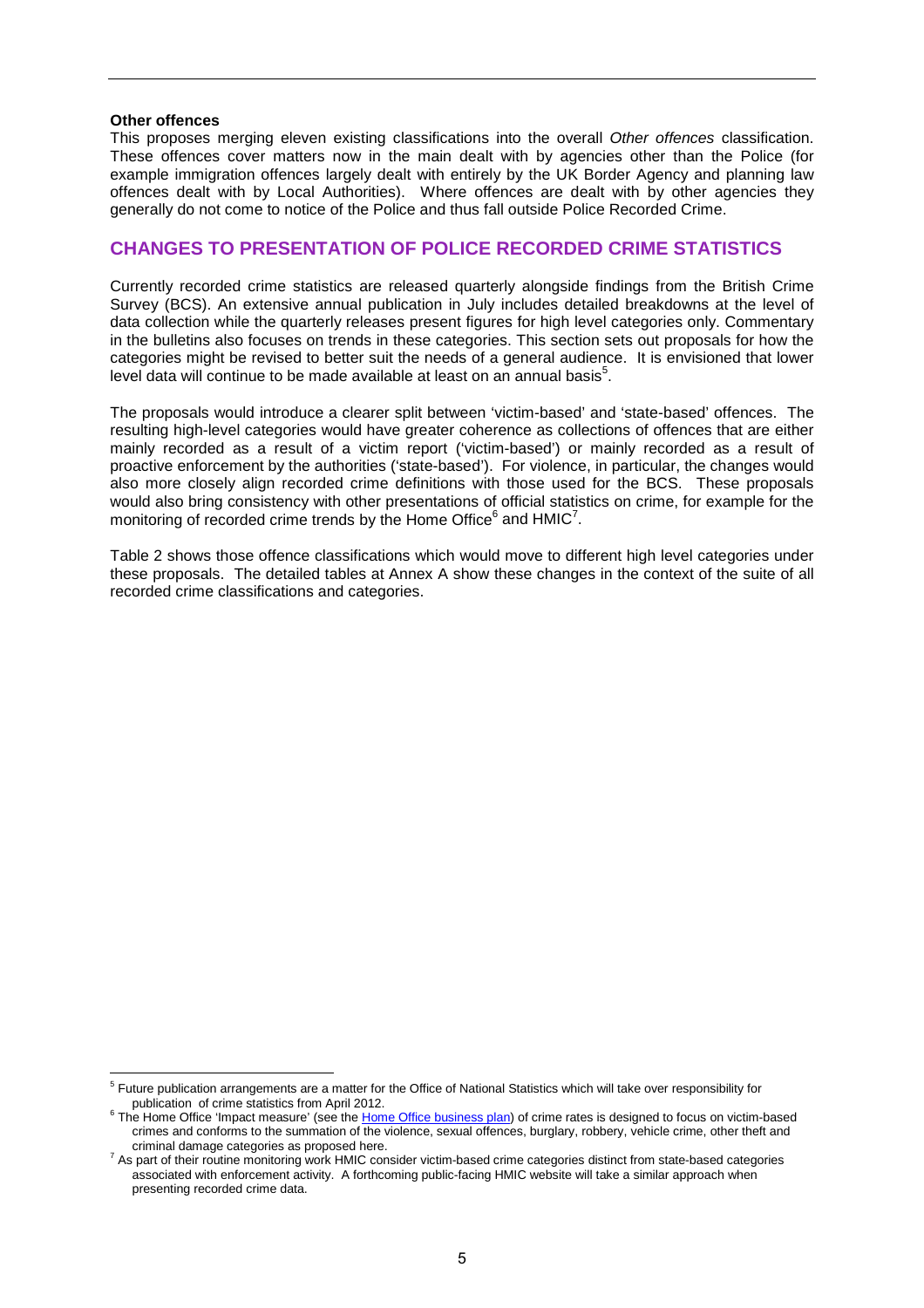**Other offences**

This proposes merging eleven existing classifications into the overall *Other offences* classification. These offences cover matters now in the main dealt with by agencies other than the Police (for example immigration offences largely dealt with entirely by the UK Border Agency and planning law offences dealt with by Local Authorities). Where offences are dealt with by other agencies they generally do not come to notice of the Police and thus fall outside Police Recorded Crime.

## CHANGES TO PRESENTATION OF POLICE RECORDED CRIME STATISTICS

Currently recorded crime statistics are released quarterly alongside findings from the British Crime Survey (BCS). An extensive annual publication in July includes detailed breakdowns at the level of data collection while the quarterly releases present figures for high level categories only. Commentary in the bulletins also focuses on trends in these categories. This section sets out proposals for how the categories might be revised to better suit the needs of a general audience. It is envisioned that lower level data will continue to be made available at least on an annual basis[5].

The proposals would introduce a clearer split between 'victim-based' and 'state-based' offences. The resulting high-level categories would have greater coherence as collections of offences that are either mainly recorded as a result of a victim report ('victim-based') or mainly recorded as a result of proactive enforcement by the authorities ('state-based'). For violence, in particular, the changes would also more closely align recorded crime definitions with those used for the BCS. These proposals would also bring consistency with other presentations of official statistics on crime, for example for the monitoring of recorded crime trends by the Home Office[6] and HMIC[7].

Table 2 shows those offence classifications which would move to different high level categories under these proposals. The detailed tables at Annex A show these changes in the context of the suite of all recorded crime classifications and categories.

[5] Future publication arrangements are a matter for the Office of National Statistics which will take over responsibility for publication of crime statistics from April 2012.

[6] The Home Office 'Impact measure' (see the Home Office business plan) of crime rates is designed to focus on victim-based crimes and conforms to the summation of the violence, sexual offences, burglary, robbery, vehicle crime, other theft and criminal damage categories as proposed here.

[7] As part of their routine monitoring work HMIC consider victim-based crime categories distinct from state-based categories associated with enforcement activity. A forthcoming public-facing HMIC website will take a similar approach when presenting recorded crime data.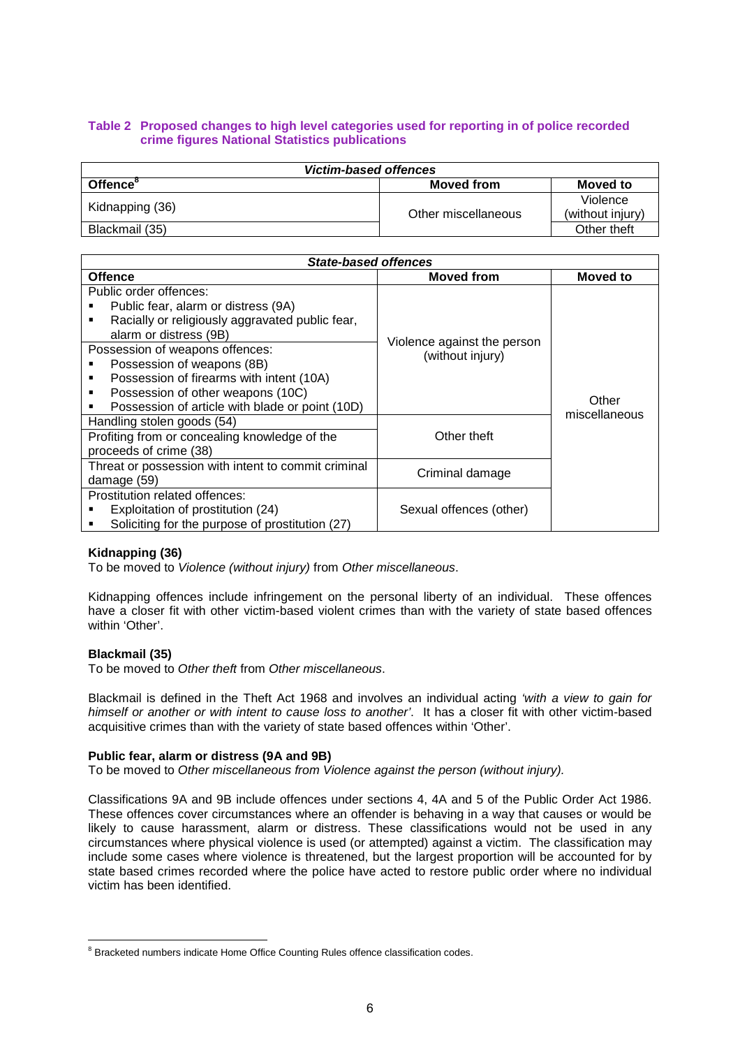**Table 2 Proposed changes to high level categories used for reporting in of police recorded crime figures National Statistics publications**

| *Victim-based offences* | | |
|---|---|---|
| **Offence**[8] | **Moved from** | **Moved to** |
| Kidnapping (36) | Other miscellaneous | Violence (without injury) |
| Blackmail (35) | Other miscellaneous | Other theft |

| *State-based offences* | | |
|---|---|---|
| **Offence** | **Moved from** | **Moved to** |
| Public order offences:<br>▪ Public fear, alarm or distress (9A)<br>▪ Racially or religiously aggravated public fear, alarm or distress (9B) | Violence against the person (without injury) | Other miscellaneous |
| Possession of weapons offences:<br>▪ Possession of weapons (8B)<br>▪ Possession of firearms with intent (10A)<br>▪ Possession of other weapons (10C)<br>▪ Possession of article with blade or point (10D) | Violence against the person (without injury) | Other miscellaneous |
| Handling stolen goods (54) | Other theft | Other miscellaneous |
| Profiting from or concealing knowledge of the proceeds of crime (38) | Other theft | Other miscellaneous |
| Threat or possession with intent to commit criminal damage (59) | Criminal damage | Other miscellaneous |
| Prostitution related offences:<br>▪ Exploitation of prostitution (24)<br>▪ Soliciting for the purpose of prostitution (27) | Sexual offences (other) | Other miscellaneous |

**Kidnapping (36)**
To be moved to *Violence (without injury)* from *Other miscellaneous*.

Kidnapping offences include infringement on the personal liberty of an individual. These offences have a closer fit with other victim-based violent crimes than with the variety of state based offences within 'Other'.

**Blackmail (35)**
To be moved to *Other theft* from *Other miscellaneous*.

Blackmail is defined in the Theft Act 1968 and involves an individual acting *'with a view to gain for himself or another or with intent to cause loss to another'*. It has a closer fit with other victim-based acquisitive crimes than with the variety of state based offences within 'Other'.

**Public fear, alarm or distress (9A and 9B)**
To be moved to *Other miscellaneous from Violence against the person (without injury).*

Classifications 9A and 9B include offences under sections 4, 4A and 5 of the Public Order Act 1986. These offences cover circumstances where an offender is behaving in a way that causes or would be likely to cause harassment, alarm or distress. These classifications would not be used in any circumstances where physical violence is used (or attempted) against a victim. The classification may include some cases where violence is threatened, but the largest proportion will be accounted for by state based crimes recorded where the police have acted to restore public order where no individual victim has been identified.

[8] Bracketed numbers indicate Home Office Counting Rules offence classification codes.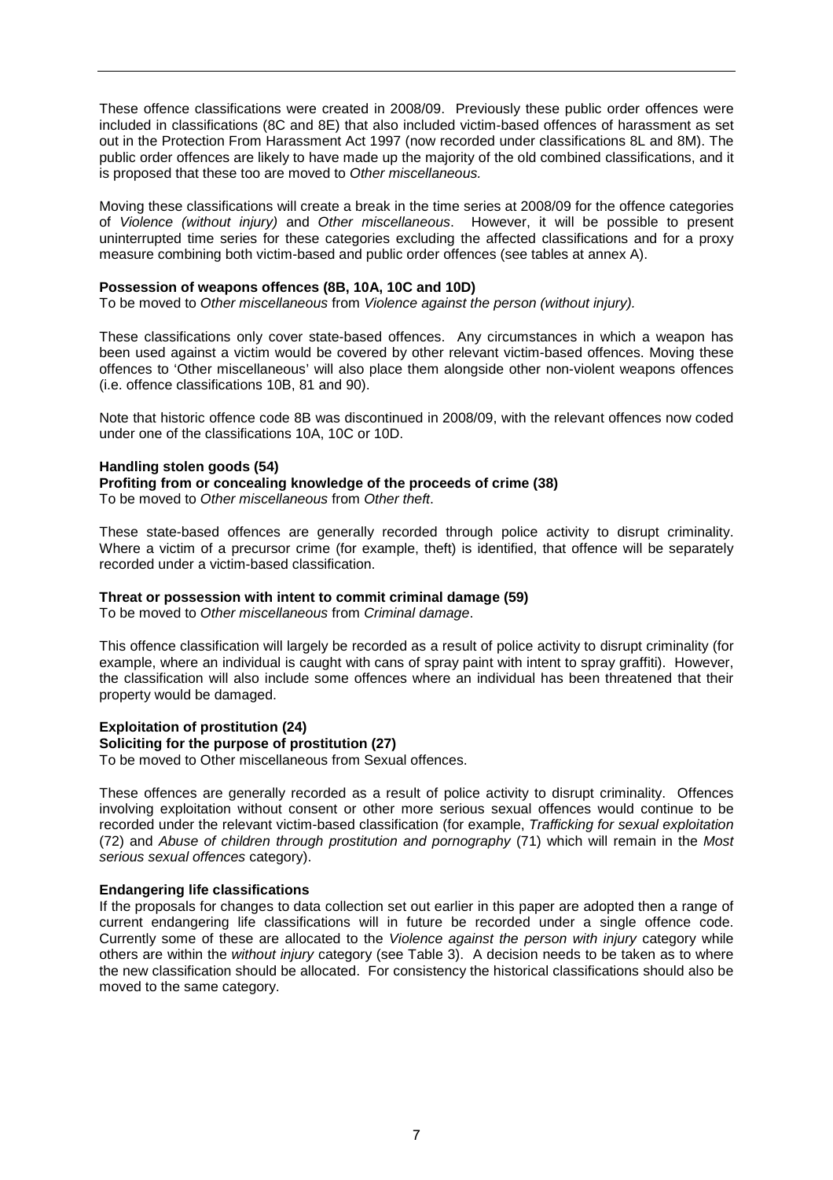These offence classifications were created in 2008/09. Previously these public order offences were included in classifications (8C and 8E) that also included victim-based offences of harassment as set out in the Protection From Harassment Act 1997 (now recorded under classifications 8L and 8M). The public order offences are likely to have made up the majority of the old combined classifications, and it is proposed that these too are moved to *Other miscellaneous.*

Moving these classifications will create a break in the time series at 2008/09 for the offence categories of *Violence (without injury)* and *Other miscellaneous*. However, it will be possible to present uninterrupted time series for these categories excluding the affected classifications and for a proxy measure combining both victim-based and public order offences (see tables at annex A).

**Possession of weapons offences (8B, 10A, 10C and 10D)**
To be moved to *Other miscellaneous* from *Violence against the person (without injury).*

These classifications only cover state-based offences. Any circumstances in which a weapon has been used against a victim would be covered by other relevant victim-based offences. Moving these offences to 'Other miscellaneous' will also place them alongside other non-violent weapons offences (i.e. offence classifications 10B, 81 and 90).

Note that historic offence code 8B was discontinued in 2008/09, with the relevant offences now coded under one of the classifications 10A, 10C or 10D.

**Handling stolen goods (54)**
**Profiting from or concealing knowledge of the proceeds of crime (38)**
To be moved to *Other miscellaneous* from *Other theft*.

These state-based offences are generally recorded through police activity to disrupt criminality. Where a victim of a precursor crime (for example, theft) is identified, that offence will be separately recorded under a victim-based classification.

**Threat or possession with intent to commit criminal damage (59)**
To be moved to *Other miscellaneous* from *Criminal damage*.

This offence classification will largely be recorded as a result of police activity to disrupt criminality (for example, where an individual is caught with cans of spray paint with intent to spray graffiti). However, the classification will also include some offences where an individual has been threatened that their property would be damaged.

**Exploitation of prostitution (24)**
**Soliciting for the purpose of prostitution (27)**
To be moved to Other miscellaneous from Sexual offences.

These offences are generally recorded as a result of police activity to disrupt criminality. Offences involving exploitation without consent or other more serious sexual offences would continue to be recorded under the relevant victim-based classification (for example, *Trafficking for sexual exploitation* (72) and *Abuse of children through prostitution and pornography* (71) which will remain in the *Most serious sexual offences* category).

**Endangering life classifications**
If the proposals for changes to data collection set out earlier in this paper are adopted then a range of current endangering life classifications will in future be recorded under a single offence code. Currently some of these are allocated to the *Violence against the person with injury* category while others are within the *without injury* category (see Table 3). A decision needs to be taken as to where the new classification should be allocated. For consistency the historical classifications should also be moved to the same category.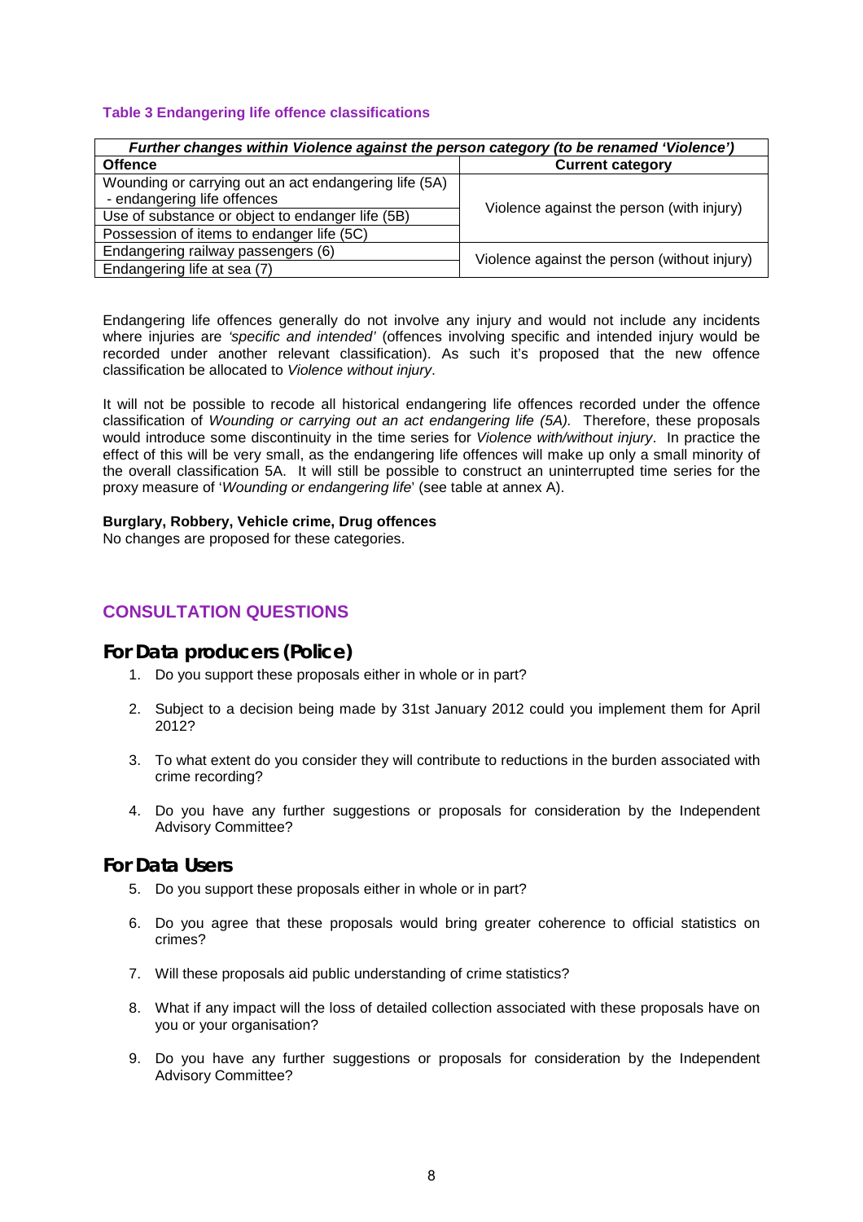**Table 3 Endangering life offence classifications**

| *Further changes within Violence against the person category (to be renamed 'Violence')* | |
|---|---|
| **Offence** | **Current category** |
| Wounding or carrying out an act endangering life (5A) - endangering life offences | Violence against the person (with injury) |
| Use of substance or object to endanger life (5B) | |
| Possession of items to endanger life (5C) | |
| Endangering railway passengers (6) | Violence against the person (without injury) |
| Endangering life at sea (7) | |

Endangering life offences generally do not involve any injury and would not include any incidents where injuries are *'specific and intended'* (offences involving specific and intended injury would be recorded under another relevant classification). As such it's proposed that the new offence classification be allocated to *Violence without injury*.

It will not be possible to recode all historical endangering life offences recorded under the offence classification of *Wounding or carrying out an act endangering life (5A).* Therefore, these proposals would introduce some discontinuity in the time series for *Violence with/without injury*. In practice the effect of this will be very small, as the endangering life offences will make up only a small minority of the overall classification 5A. It will still be possible to construct an uninterrupted time series for the proxy measure of '*Wounding or endangering life*' (see table at annex A).

**Burglary, Robbery, Vehicle crime, Drug offences**

No changes are proposed for these categories.

## CONSULTATION QUESTIONS

### For Data producers (Police)

1. Do you support these proposals either in whole or in part?
2. Subject to a decision being made by 31st January 2012 could you implement them for April 2012?
3. To what extent do you consider they will contribute to reductions in the burden associated with crime recording?
4. Do you have any further suggestions or proposals for consideration by the Independent Advisory Committee?

### For Data Users

5. Do you support these proposals either in whole or in part?
6. Do you agree that these proposals would bring greater coherence to official statistics on crimes?
7. Will these proposals aid public understanding of crime statistics?
8. What if any impact will the loss of detailed collection associated with these proposals have on you or your organisation?
9. Do you have any further suggestions or proposals for consideration by the Independent Advisory Committee?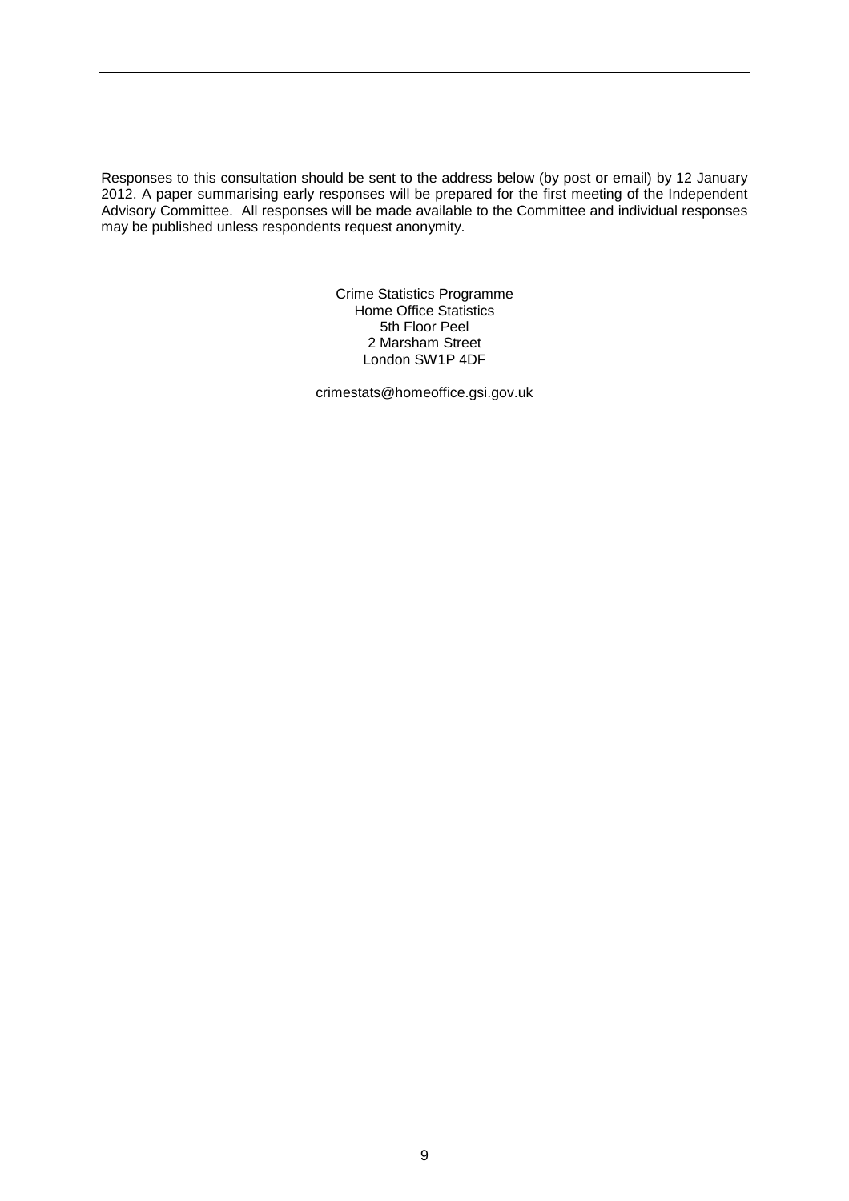Responses to this consultation should be sent to the address below (by post or email) by 12 January 2012. A paper summarising early responses will be prepared for the first meeting of the Independent Advisory Committee. All responses will be made available to the Committee and individual responses may be published unless respondents request anonymity.

Crime Statistics Programme
Home Office Statistics
5th Floor Peel
2 Marsham Street
London SW1P 4DF

crimestats@homeoffice.gsi.gov.uk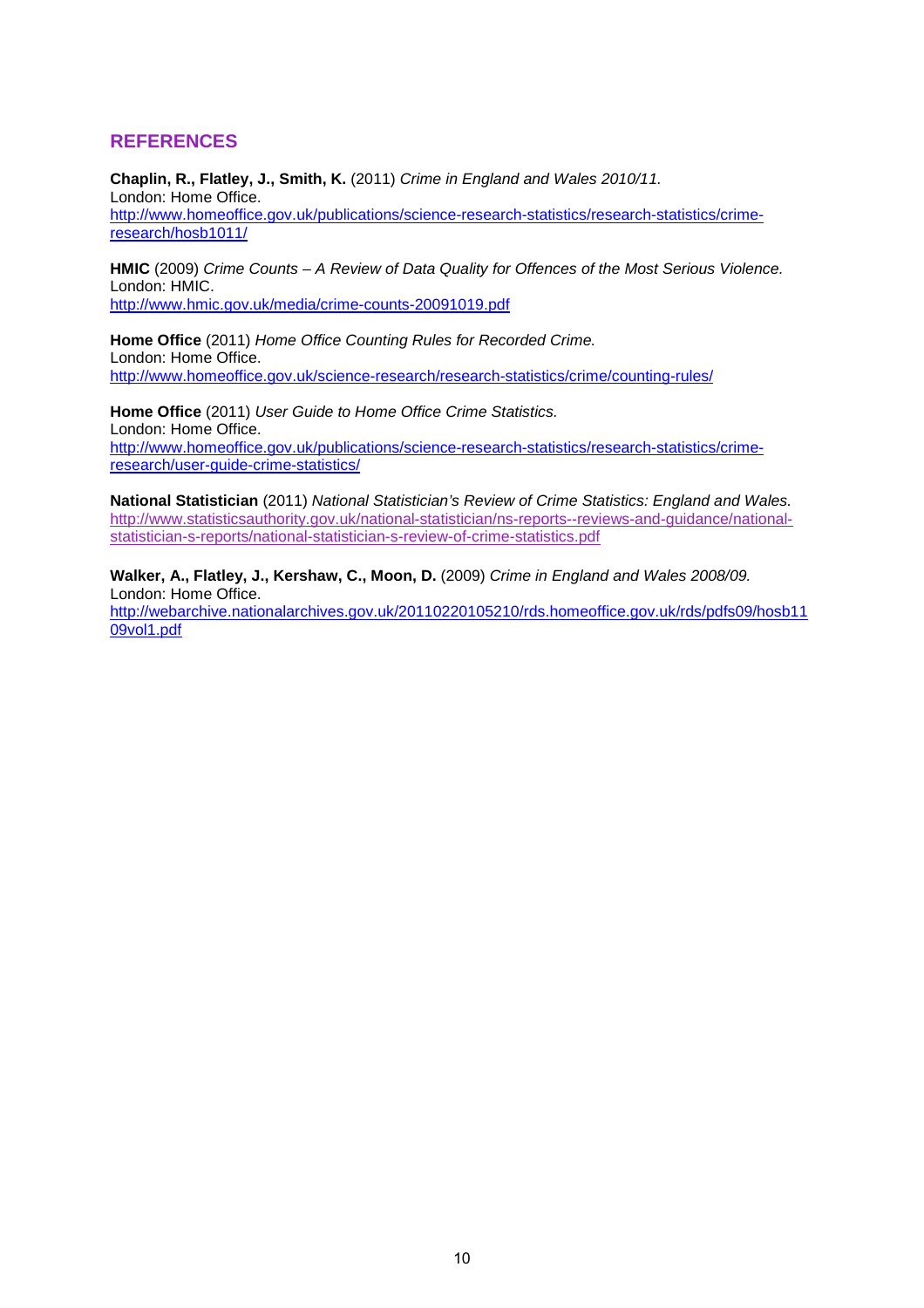## REFERENCES

**Chaplin, R., Flatley, J., Smith, K.** (2011) *Crime in England and Wales 2010/11.*
London: Home Office.
http://www.homeoffice.gov.uk/publications/science-research-statistics/research-statistics/crime-research/hosb1011/

**HMIC** (2009) *Crime Counts – A Review of Data Quality for Offences of the Most Serious Violence.*
London: HMIC.
http://www.hmic.gov.uk/media/crime-counts-20091019.pdf

**Home Office** (2011) *Home Office Counting Rules for Recorded Crime.*
London: Home Office.
http://www.homeoffice.gov.uk/science-research/research-statistics/crime/counting-rules/

**Home Office** (2011) *User Guide to Home Office Crime Statistics.*
London: Home Office.
http://www.homeoffice.gov.uk/publications/science-research-statistics/research-statistics/crime-research/user-guide-crime-statistics/

**National Statistician** (2011) *National Statistician's Review of Crime Statistics: England and Wales.*
http://www.statisticsauthority.gov.uk/national-statistician/ns-reports--reviews-and-guidance/national-statistician-s-reports/national-statistician-s-review-of-crime-statistics.pdf

**Walker, A., Flatley, J., Kershaw, C., Moon, D.** (2009) *Crime in England and Wales 2008/09.*
London: Home Office.
http://webarchive.nationalarchives.gov.uk/20110220105210/rds.homeoffice.gov.uk/rds/pdfs09/hosb1109vol1.pdf